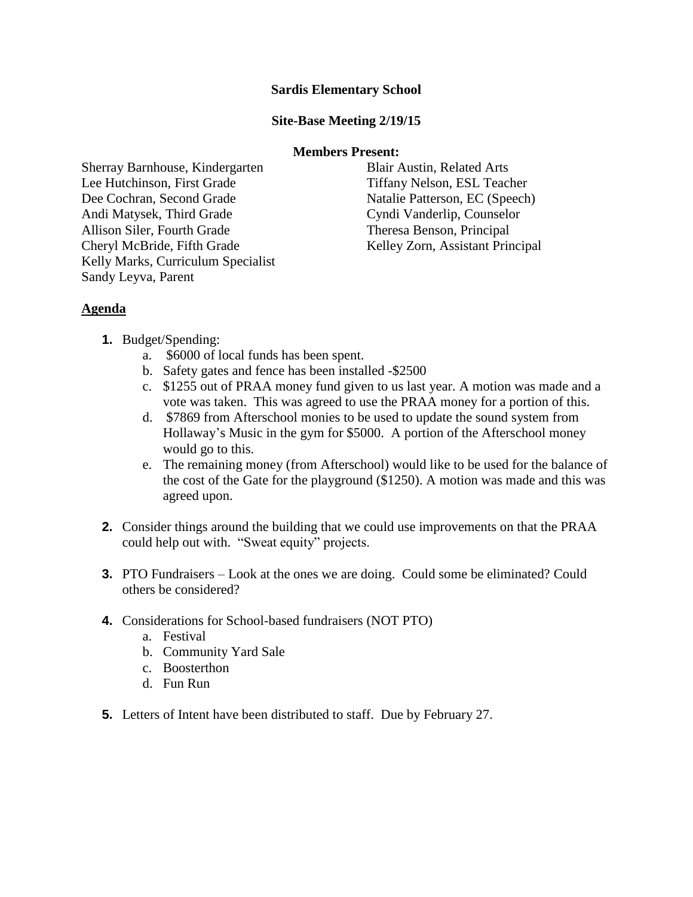**Sardis Elementary School**

**Site-Base Meeting 2/19/15**

**Members Present:**

Sherray Barnhouse, Kindergarten
Lee Hutchinson, First Grade
Dee Cochran, Second Grade
Andi Matysek, Third Grade
Allison Siler, Fourth Grade
Cheryl McBride, Fifth Grade
Kelly Marks, Curriculum Specialist
Sandy Leyva, Parent
Blair Austin, Related Arts
Tiffany Nelson, ESL Teacher
Natalie Patterson, EC (Speech)
Cyndi Vanderlip, Counselor
Theresa Benson, Principal
Kelley Zorn, Assistant Principal

## Agenda

1. Budget/Spending:
   a. $6000 of local funds has been spent.
   b. Safety gates and fence has been installed -$2500
   c. $1255 out of PRAA money fund given to us last year. A motion was made and a vote was taken. This was agreed to use the PRAA money for a portion of this.
   d. $7869 from Afterschool monies to be used to update the sound system from Hollaway's Music in the gym for $5000. A portion of the Afterschool money would go to this.
   e. The remaining money (from Afterschool) would like to be used for the balance of the cost of the Gate for the playground ($1250). A motion was made and this was agreed upon.

2. Consider things around the building that we could use improvements on that the PRAA could help out with. "Sweat equity" projects.

3. PTO Fundraisers – Look at the ones we are doing. Could some be eliminated? Could others be considered?

4. Considerations for School-based fundraisers (NOT PTO)
   a. Festival
   b. Community Yard Sale
   c. Boosterthon
   d. Fun Run

5. Letters of Intent have been distributed to staff. Due by February 27.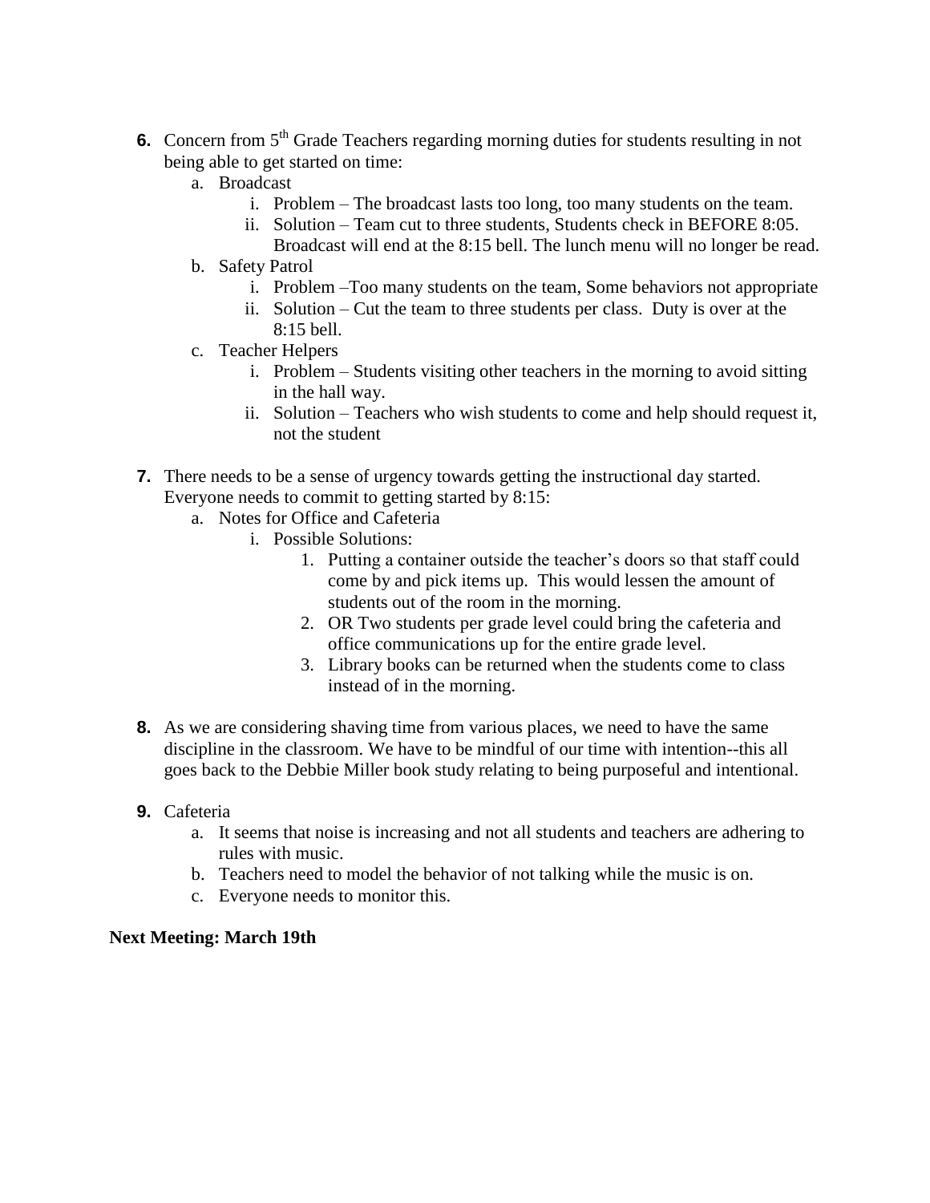6. Concern from 5th Grade Teachers regarding morning duties for students resulting in not being able to get started on time:
    a. Broadcast
        i. Problem – The broadcast lasts too long, too many students on the team.
        ii. Solution – Team cut to three students, Students check in BEFORE 8:05. Broadcast will end at the 8:15 bell. The lunch menu will no longer be read.
    b. Safety Patrol
        i. Problem –Too many students on the team, Some behaviors not appropriate
        ii. Solution – Cut the team to three students per class. Duty is over at the 8:15 bell.
    c. Teacher Helpers
        i. Problem – Students visiting other teachers in the morning to avoid sitting in the hall way.
        ii. Solution – Teachers who wish students to come and help should request it, not the student

7. There needs to be a sense of urgency towards getting the instructional day started. Everyone needs to commit to getting started by 8:15:
    a. Notes for Office and Cafeteria
        i. Possible Solutions:
            1. Putting a container outside the teacher's doors so that staff could come by and pick items up. This would lessen the amount of students out of the room in the morning.
            2. OR Two students per grade level could bring the cafeteria and office communications up for the entire grade level.
            3. Library books can be returned when the students come to class instead of in the morning.

8. As we are considering shaving time from various places, we need to have the same discipline in the classroom. We have to be mindful of our time with intention--this all goes back to the Debbie Miller book study relating to being purposeful and intentional.

9. Cafeteria
    a. It seems that noise is increasing and not all students and teachers are adhering to rules with music.
    b. Teachers need to model the behavior of not talking while the music is on.
    c. Everyone needs to monitor this.

**Next Meeting: March 19th**